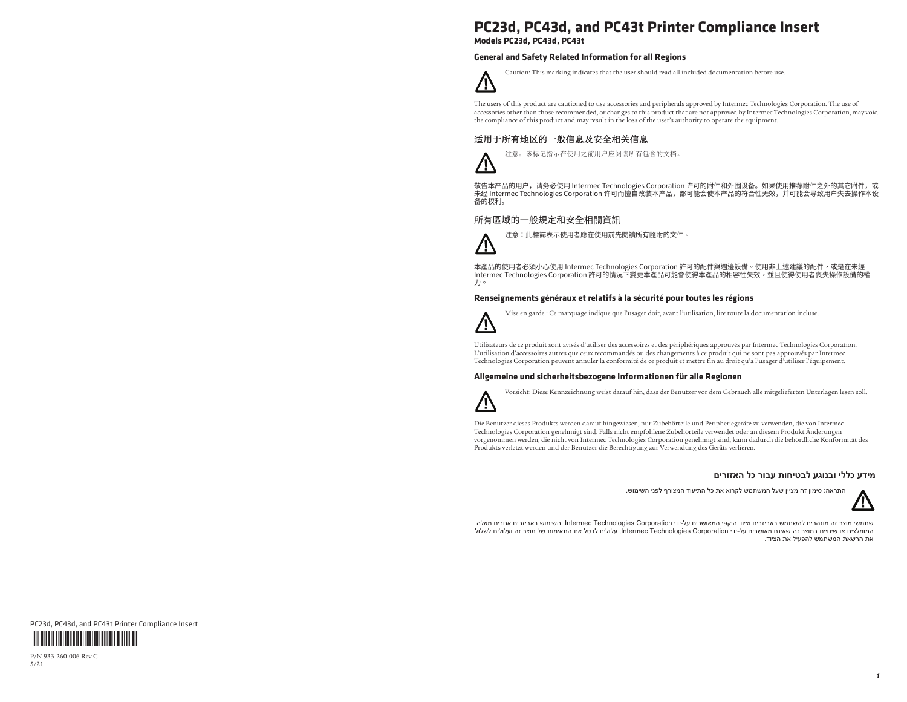# PC23d, PC43d, and PC43t Printer Compliance Insert

**Models PC23d, PC43d, PC43t**

### General and Safety Related Information for all Regions

Caution: This marking indicates that the user should read all included documentation before use.

The users of this product are cautioned to use accessories and peripherals approved by Intermec Technologies Corporation. The use of accessories other than those recommended, or changes to this product that are not approved by Intermec Technologies Corporation, may void the compliance of this product and may result in the loss of the user's authority to operate the equipment.

### 适用于所有地区的一般信息及安全相关信息

注意：该标记指示在使用之前用户应阅读所有包含的文档。

敬告本产品的用户，请务必使用 Intermec Technologies Corporation 许可的附件和外围设备。如果使用推荐附件之外的其它附件，或未经 Intermec Technologies Corporation 许可而擅自改装本产品，都可能会使本产品的符合性无效，并可能会导致用户失去操作本设备的权利。

### 所有區域的一般規定和安全相關資訊

注意：此標誌表示使用者應在使用前先閱讀所有隨附的文件。

本產品的使用者必須小心使用 Intermec Technologies Corporation 許可的配件與週邊設備。使用非上述建議的配件，或是在未經 Intermec Technologies Corporation 許可的情況下變更本產品可能會使得本產品的相容性失效，並且使得使用者喪失操作設備的權力。

### Renseignements généraux et relatifs à la sécurité pour toutes les régions

Mise en garde : Ce marquage indique que l'usager doit, avant l'utilisation, lire toute la documentation incluse.

Utilisateurs de ce produit sont avisés d'utiliser des accessoires et des périphériques approuvés par Intermec Technologies Corporation. L'utilisation d'accessoires autres que ceux recommandés ou des changements à ce produit qui ne sont pas approuvés par Intermec Technologies Corporation peuvent annuler la conformité de ce produit et mettre fin au droit qu'a l'usager d'utiliser l'équipement.

### Allgemeine und sicherheitsbezogene Informationen für alle Regionen

Vorsicht: Diese Kennzeichnung weist darauf hin, dass der Benutzer vor dem Gebrauch alle mitgelieferten Unterlagen lesen soll.

Die Benutzer dieses Produkts werden darauf hingewiesen, nur Zubehörteile und Peripheriegeräte zu verwenden, die von Intermec Technologies Corporation genehmigt sind. Falls nicht empfohlene Zubehörteile verwendet oder an diesem Produkt Änderungen vorgenommen werden, die nicht von Intermec Technologies Corporation genehmigt sind, kann dadurch die behördliche Konformität des Produkts verletzt werden und der Benutzer die Berechtigung zur Verwendung des Geräts verlieren.

### מידע כללי ובנוגע לבטיחות עבור כל האזורים

התראה: סימון זה מציין שעל המשתמש לקרוא את כל התיעוד המצורף לפני השימוש.

שתמשי מוצר זה מוזהרים להשתמש באביזרים וציוד היקפי המאושרים על-ידי Intermec Technologies Corporation. השימוש באביזרים אחרים מאלה המומלצים או שינויים במוצר זה שאינם מאושרים על-ידי Intermec Technologies Corporation, עלולים לבטל את התאימות של מוצר זה ועלולים לשלול את הרשאת המשתמש להפעיל את הציוד.

PC23d, PC43d, and PC43t Printer Compliance Insert

P/N 933-260-006 Rev C
5/21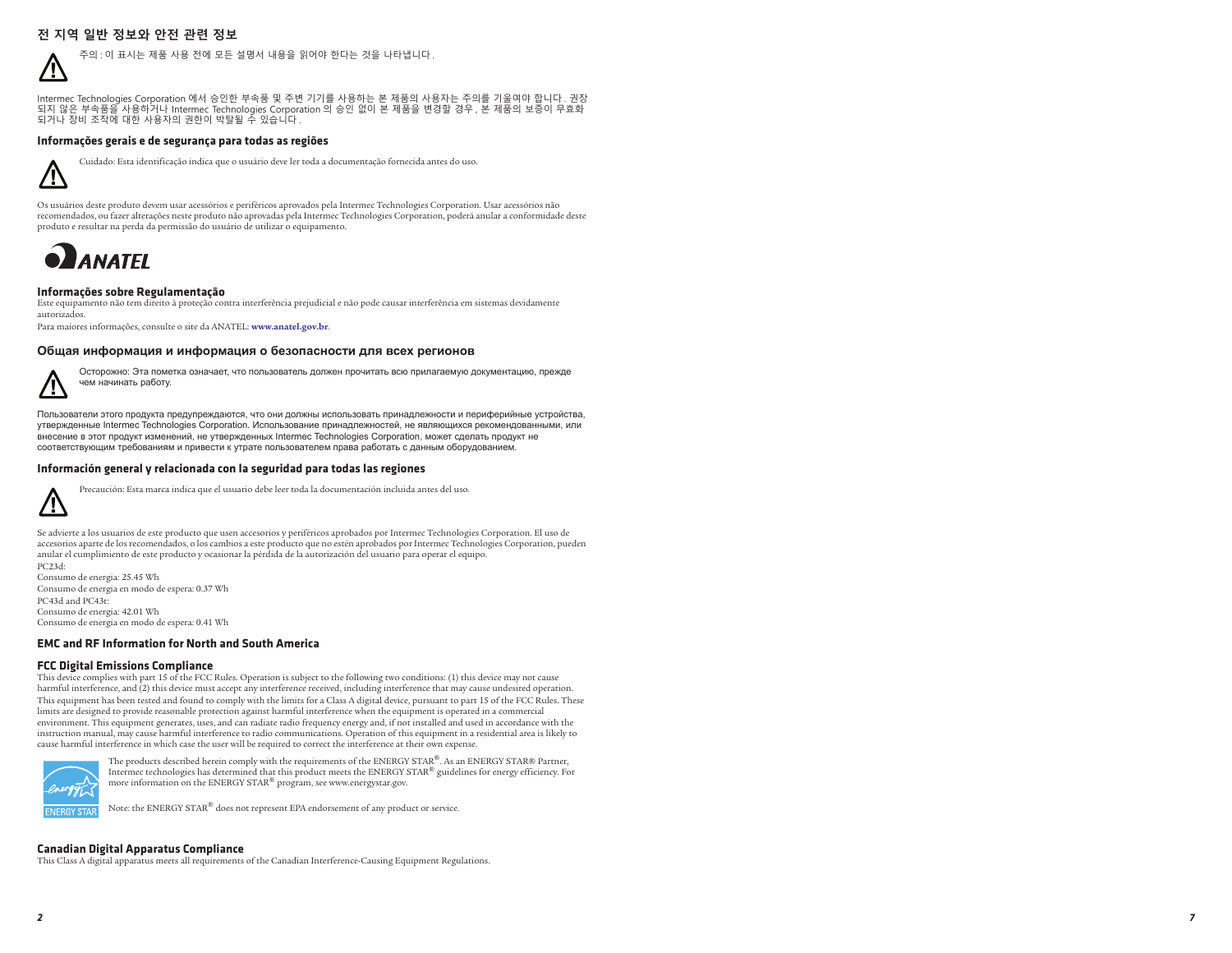## 전 지역 일반 정보와 안전 관련 정보

주의 : 이 표시는 제품 사용 전에 모든 설명서 내용을 읽어야 한다는 것을 나타냅니다 .

Intermec Technologies Corporation 에서 승인한 부속품 및 주변 기기를 사용하는 본 제품의 사용자는 주의를 기울여야 합니다 . 권장되지 않은 부속품을 사용하거나 Intermec Technologies Corporation 의 승인 없이 본 제품을 변경할 경우 , 본 제품의 보증이 무효화되거나 장비 조작에 대한 사용자의 권한이 박탈될 수 있습니다 .

## Informações gerais e de segurança para todas as regiões

Cuidado: Esta identificação indica que o usuário deve ler toda a documentação fornecida antes do uso.

Os usuários deste produto devem usar acessórios e periféricos aprovados pela Intermec Technologies Corporation. Usar acessórios não recomendados, ou fazer alterações neste produto não aprovadas pela Intermec Technologies Corporation, poderá anular a conformidade deste produto e resultar na perda da permissão do usuário de utilizar o equipamento.

ANATEL

### Informações sobre Regulamentação

Este equipamento não tem direito à proteção contra interferência prejudicial e não pode causar interferência em sistemas devidamente autorizados.

Para maiores informações, consulte o site da ANATEL: **www.anatel.gov.br**.

## Общая информация и информация о безопасности для всех регионов

Осторожно: Эта пометка означает, что пользователь должен прочитать всю прилагаемую документацию, прежде чем начинать работу.

Пользователи этого продукта предупреждаются, что они должны использовать принадлежности и периферийные устройства, утвержденные Intermec Technologies Corporation. Использование принадлежностей, не являющихся рекомендованными, или внесение в этот продукт изменений, не утвержденных Intermec Technologies Corporation, может сделать продукт не соответствующим требованиям и привести к утрате пользователем права работать с данным оборудованием.

## Información general y relacionada con la seguridad para todas las regiones

Precaución: Esta marca indica que el usuario debe leer toda la documentación incluida antes del uso.

Se advierte a los usuarios de este producto que usen accesorios y periféricos aprobados por Intermec Technologies Corporation. El uso de accesorios aparte de los recomendados, o los cambios a este producto que no estén aprobados por Intermec Technologies Corporation, pueden anular el cumplimiento de este producto y ocasionar la pérdida de la autorización del usuario para operar el equipo.

PC23d:
Consumo de energia: 25.45 Wh
Consumo de energia en modo de espera: 0.37 Wh
PC43d and PC43t:
Consumo de energia: 42.01 Wh
Consumo de energia en modo de espera: 0.41 Wh

## EMC and RF Information for North and South America

### FCC Digital Emissions Compliance

This device complies with part 15 of the FCC Rules. Operation is subject to the following two conditions: (1) this device may not cause harmful interference, and (2) this device must accept any interference received, including interference that may cause undesired operation.

This equipment has been tested and found to comply with the limits for a Class A digital device, pursuant to part 15 of the FCC Rules. These limits are designed to provide reasonable protection against harmful interference when the equipment is operated in a commercial environment. This equipment generates, uses, and can radiate radio frequency energy and, if not installed and used in accordance with the instruction manual, may cause harmful interference to radio communications. Operation of this equipment in a residential area is likely to cause harmful interference in which case the user will be required to correct the interference at their own expense.

The products described herein comply with the requirements of the ENERGY STAR®. As an ENERGY STAR® Partner, Intermec technologies has determined that this product meets the ENERGY STAR® guidelines for energy efficiency. For more information on the ENERGY STAR® program, see www.energystar.gov.

Note: the ENERGY STAR® does not represent EPA endorsement of any product or service.

### Canadian Digital Apparatus Compliance

This Class A digital apparatus meets all requirements of the Canadian Interference-Causing Equipment Regulations.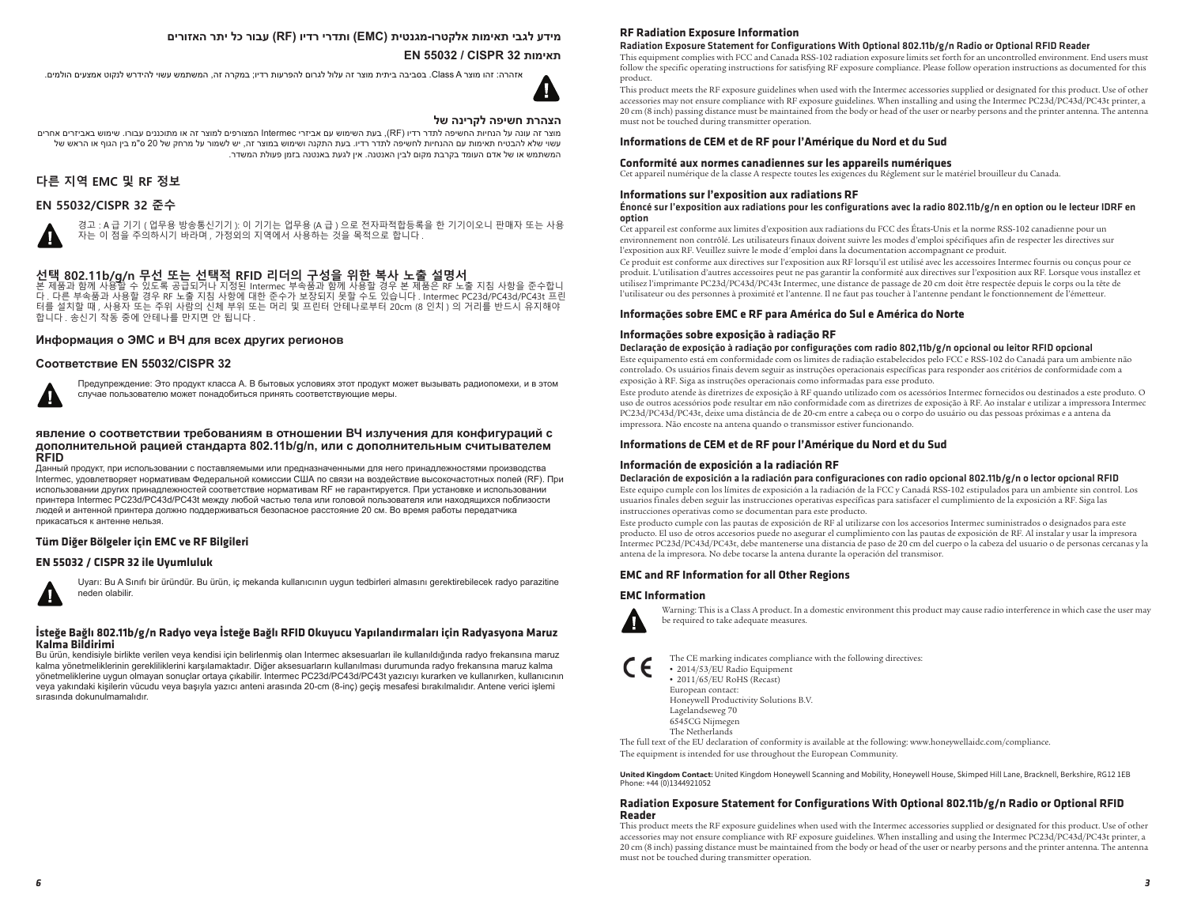## מידע לגבי תאימות אלקטרו-מגנטית (EMC) ותדרי רדיו (RF) עבור כל יתר האזורים

### תאימות EN 55032 / CISPR 32

אזהרה: זהו מוצר Class A. בסביבה ביתית מוצר זה עלול לגרום להפרעות רדיו; במקרה זה, המשתמש עשוי להידרש לנקוט אמצעים הולמים.

### הצהרת חשיפה לקרינה של

מוצר זה עונה על הנחיות החשיפה לתדר רדיו (RF), בעת השימוש עם אביזרי Intermec המצורפים למוצר זה או מתוכננים עבורו. שימוש באביזרים אחרים עשוי שלא להבטיח תאימות עם ההנחיות לחשיפה לתדר רדיו. בעת התקנה ושימוש במוצר זה, יש לשמור על מרחק של 20 ס"מ בין הגוף או הראש של המשתמש או של אדם העומד בקרבת מקום לבין האנטנה. אין לגעת באנטנה בזמן פעולת המשדר.

## 다른 지역 EMC 및 RF 정보

### EN 55032/CISPR 32 준수

경고 : A 급 기기 ( 업무용 방송통신기기 ): 이 기기는 업무용 (A 급 ) 으로 전자파적합등록을 한 기기이오니 판매자 또는 사용자는 이 점을 주의하시기 바라며 , 가정외의 지역에서 사용하는 것을 목적으로 합니다 .

### 선택 802.11b/g/n 무선 또는 선택적 RFID 리더의 구성을 위한 복사 노출 설명서

본 제품과 함께 사용할 수 있도록 공급되거나 지정된 Intermec 부속품과 함께 사용할 경우 본 제품은 RF 노출 지침 사항을 준수합니다 . 다른 부속품과 사용할 경우 RF 노출 지침 사항에 대한 준수가 보장되지 못할 수도 있습니다 . Intermec PC23d/PC43d/PC43t 프린터를 설치할 때 , 사용자 또는 주위 사람의 신체 부위 또는 머리 및 프린터 안테나로부터 20cm (8 인치 ) 의 거리를 반드시 유지해야 합니다 . 송신기 작동 중에 안테나를 만지면 안 됩니다 .

## Информация о ЭМС и ВЧ для всех других регионов

### Соответствие EN 55032/CISPR 32

Предупреждение: Это продукт класса A. В бытовых условиях этот продукт может вызывать радиопомехи, и в этом случае пользователю может понадобиться принять соответствующие меры.

### явление о соответствии требованиям в отношении ВЧ излучения для конфигураций с дополнительной рацией стандарта 802.11b/g/n, или с дополнительным считывателем RFID

Данный продукт, при использовании с поставляемыми или предназначенными для него принадлежностями производства Intermec, удовлетворяет нормативам Федеральной комиссии США по связи на воздействие высокочастотных полей (RF). При использовании других принадлежностей соответствие нормативам RF не гарантируется. При установке и использовании принтера Intermec PC23d/PC43d/PC43t между любой частью тела или головой пользователя или находящихся поблизости людей и антенной принтера должно поддерживаться безопасное расстояние 20 см. Во время работы передатчика прикасаться к антенне нельзя.

## Tüm Diğer Bölgeler için EMC ve RF Bilgileri

### EN 55032 / CISPR 32 ile Uyumluluk

Uyarı: Bu A Sınıfı bir üründür. Bu ürün, iç mekanda kullanıcının uygun tedbirleri almasını gerektirebilecek radyo parazitine neden olabilir.

### İsteğe Bağlı 802.11b/g/n Radyo veya İsteğe Bağlı RFID Okuyucu Yapılandırmaları için Radyasyona Maruz Kalma Bildirimi

Bu ürün, kendisiyle birlikte verilen veya kendisi için belirlenmiş olan Intermec aksesuarları ile kullanıldığında radyo frekansına maruz kalma yönetmeliklerinin gerekliliklerini karşılamaktadır. Diğer aksesuarların kullanılması durumunda radyo frekansına maruz kalma yönetmeliklerine uygun olmayan sonuçlar ortaya çıkabilir. Intermec PC23d/PC43d/PC43t yazıcıyı kurarken ve kullanırken, kullanıcının veya yakındaki kişilerin vücudu veya başıyla yazıcı anteni arasında 20-cm (8-inç) geçiş mesafesi bırakılmalıdır. Antene verici işlemi sırasında dokunulmamalıdır.

## RF Radiation Exposure Information

### Radiation Exposure Statement for Configurations With Optional 802.11b/g/n Radio or Optional RFID Reader

This equipment complies with FCC and Canada RSS-102 radiation exposure limits set forth for an uncontrolled environment. End users must follow the specific operating instructions for satisfying RF exposure compliance. Please follow operation instructions as documented for this product.

This product meets the RF exposure guidelines when used with the Intermec accessories supplied or designated for this product. Use of other accessories may not ensure compliance with RF exposure guidelines. When installing and using the Intermec PC23d/PC43d/PC43t printer, a 20 cm (8 inch) passing distance must be maintained from the body or head of the user or nearby persons and the printer antenna. The antenna must not be touched during transmitter operation.

## Informations de CEM et de RF pour l'Amérique du Nord et du Sud

### Conformité aux normes canadiennes sur les appareils numériques

Cet appareil numérique de la classe A respecte toutes les exigences du Réglement sur le matériel brouilleur du Canada.

### Informations sur l'exposition aux radiations RF

#### Énoncé sur l'exposition aux radiations pour les configurations avec la radio 802.11b/g/n en option ou le lecteur IDRF en option

Cet appareil est conforme aux limites d'exposition aux radiations du FCC des États-Unis et la norme RSS-102 canadienne pour un environnement non contrôlé. Les utilisateurs finaux doivent suivre les modes d'emploi spécifiques afin de respecter les directives sur l'exposition aux RF. Veuillez suivre le mode d'emploi dans la documentation accompagnant ce produit.

Ce produit est conforme aux directives sur l'exposition aux RF lorsqu'il est utilisé avec les accessoires Intermec fournis ou conçus pour ce produit. L'utilisation d'autres accessoires peut ne pas garantir la conformité aux directives sur l'exposition aux RF. Lorsque vous installez et utilisez l'imprimante PC23d/PC43d/PC43t Intermec, une distance de passage de 20 cm doit être respectée depuis le corps ou la tête de l'utilisateur ou des personnes à proximité et l'antenne. Il ne faut pas toucher à l'antenne pendant le fonctionnement de l'émetteur.

## Informações sobre EMC e RF para América do Sul e América do Norte

### Informações sobre exposição à radiação RF

#### Declaração de exposição à radiação por configurações com radio 802,11b/g/n opcional ou leitor RFID opcional

Este equipamento está em conformidade com os limites de radiação estabelecidos pelo FCC e RSS-102 do Canadá para um ambiente não controlado. Os usuários finais devem seguir as instruções operacionais específicas para responder aos critérios de conformidade com a exposição à RF. Siga as instruções operacionais como informadas para esse produto.

Este produto atende às diretrizes de exposição à RF quando utilizado com os acessórios Intermec fornecidos ou destinados a este produto. O uso de outros acessórios pode resultar em não conformidade com as diretrizes de exposição à RF. Ao instalar e utilizar a impressora Intermec PC23d/PC43d/PC43t, deixe uma distância de de 20-cm entre a cabeça ou o corpo do usuário ou das pessoas próximas e a antena da impressora. Não encoste na antena quando o transmissor estiver funcionando.

## Informations de CEM et de RF pour l'Amérique du Nord et du Sud

### Información de exposición a la radiación RF

#### Declaración de exposición a la radiación para configuraciones con radio opcional 802.11b/g/n o lector opcional RFID

Este equipo cumple con los límites de exposición a la radiación de la FCC y Canadá RSS-102 estipulados para un ambiente sin control. Los usuarios finales deben seguir las instrucciones operativas específicas para satisfacer el cumplimiento de la exposición a RF. Siga las instrucciones operativas como se documentan para este producto.

Este producto cumple con las pautas de exposición de RF al utilizarse con los accesorios Intermec suministrados o designados para este producto. El uso de otros accesorios puede no asegurar el cumplimiento con las pautas de exposición de RF. Al instalar y usar la impresora Intermec PC23d/PC43d/PC43t, debe mantenerse una distancia de paso de 20 cm del cuerpo o la cabeza del usuario o de personas cercanas y la antena de la impresora. No debe tocarse la antena durante la operación del transmisor.

## EMC and RF Information for all Other Regions

### EMC Information

Warning: This is a Class A product. In a domestic environment this product may cause radio interference in which case the user may be required to take adequate measures.

CE

The CE marking indicates compliance with the following directives:

- 2014/53/EU Radio Equipment
- 2011/65/EU RoHS (Recast)

European contact:
Honeywell Productivity Solutions B.V.
Lagelandseweg 70
6545CG Nijmegen
The Netherlands

The full text of the EU declaration of conformity is available at the following: www.honeywellaidc.com/compliance.

The equipment is intended for use throughout the European Community.

**United Kingdom Contact:** United Kingdom Honeywell Scanning and Mobility, Honeywell House, Skimped Hill Lane, Bracknell, Berkshire, RG12 1EB Phone: +44 (0)1344921052

### Radiation Exposure Statement for Configurations With Optional 802.11b/g/n Radio or Optional RFID Reader

This product meets the RF exposure guidelines when used with the Intermec accessories supplied or designated for this product. Use of other accessories may not ensure compliance with RF exposure guidelines. When installing and using the Intermec PC23d/PC43d/PC43t printer, a 20 cm (8 inch) passing distance must be maintained from the body or head of the user or nearby persons and the printer antenna. The antenna must not be touched during transmitter operation.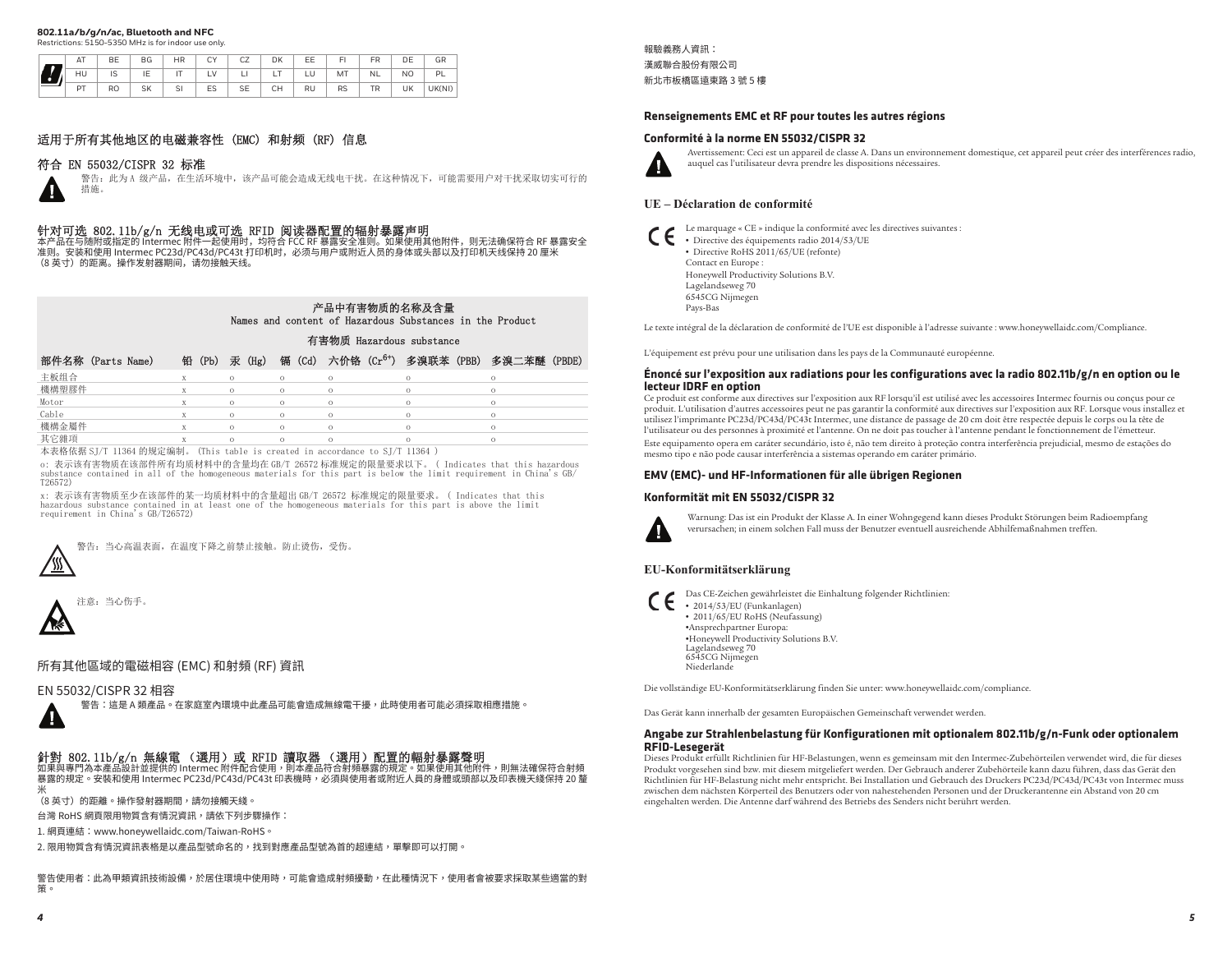**802.11a/b/g/n/ac, Bluetooth and NFC**
Restrictions: 5150–5350 MHz is for indoor use only.

| | | | | | | | | | | | |
|---|---|---|---|---|---|---|---|---|---|---|---|
| AT | BE | BG | HR | CY | CZ | DK | EE | FI | FR | DE | GR |
| HU | IS | IE | IT | LV | LI | LT | LU | MT | NL | NO | PL |
| PT | RO | SK | SI | ES | SE | CH | RU | RS | TR | UK | UK(NI) |

## 适用于所有其他地区的电磁兼容性 (EMC) 和射频 (RF) 信息

### 符合 EN 55032/CISPR 32 标准

警告：此为 A 级产品，在生活环境中，该产品可能会造成无线电干扰。在这种情况下，可能需要用户对于扰采取切实可行的措施。

### 针对可选 802.11b/g/n 无线电或可选 RFID 阅读器配置的辐射暴露声明

本产品在与随附或指定的 Intermec 附件一起使用时，均符合 FCC RF 暴露安全准则。如果使用其他附件，则无法确保符合 RF 暴露安全准则。安装和使用 Intermec PC23d/PC43d/PC43t 打印机时，必须与用户或附近人员的身体或头部以及打印机天线保持 20 厘米（8 英寸）的距离。操作发射器期间，请勿接触天线。

产品中有害物质的名称及含量
Names and content of Hazardous Substances in the Product

| 部件名称 (Parts Name) | 有害物质 Hazardous substance | | | | | |
|---|---|---|---|---|---|---|
| | 铅 (Pb) | 汞 (Hg) | 镉 (Cd) | 六价铬 ($Cr^{6+}$) | 多溴联苯 (PBB) | 多溴二苯醚 (PBDE) |
| 主板组合 | x | o | o | o | o | o |
| 機構塑膠件 | x | o | o | o | o | o |
| Motor | x | o | o | o | o | o |
| Cable | x | o | o | o | o | o |
| 機構金屬件 | x | o | o | o | o | o |
| 其它雜項 | x | o | o | o | o | o |

本表格依据 SJ/T 11364 的规定编制。 (This table is created in accordance to SJ/T 11364 )

o: 表示该有害物质在该部件所有均质材料中的含量均在 GB/T 26572 标准规定的限量要求以下。 ( Indicates that this hazardous substance contained in all of the homogeneous materials for this part is below the limit requirement in China's GB/T26572)

x: 表示该有害物质至少在该部件的某一均质材料中的含量超出 GB/T 26572 标准规定的限量要求。 ( Indicates that this hazardous substance contained in at least one of the homogeneous materials for this part is above the limit requirement in China's GB/T26572)

警告：当心高温表面，在温度下降之前禁止接触。防止烫伤，受伤。

注意：当心伤手。

## 所有其他區域的電磁相容 (EMC) 和射頻 (RF) 資訊

### EN 55032/CISPR 32 相容

警告：這是 A 類產品。在家庭室內環境中此產品可能會造成無線電干擾，此時使用者可能必須採取相應措施。

### 針對 802.11b/g/n 無線電 （選用）或 RFID 讀取器 （選用）配置的輻射暴露聲明

如果與專門為本產品設計並提供的 Intermec 附件配合使用，則本產品符合射頻暴露的規定。如果使用其他附件，則無法確保符合射頻暴露的規定。安裝和使用 Intermec PC23d/PC43d/PC43t 印表機時，必須與使用者或附近人員的身體或頭部以及印表機天線保持 20 釐米（8 英寸）的距離。操作發射器期間，請勿接觸天綫。

台灣 RoHS 網頁限用物質含有情況資訊，請依下列步驟操作：

1. 網頁連結：www.honeywellaidc.com/Taiwan-RoHS。
2. 限用物質含有情況資訊表格是以產品型號命名的，找到對應產品型號為首的超連結，單擊即可以打開。

警告使用者：此為甲類資訊技術設備，於居住環境中使用時，可能會造成射頻擾動，在此種情況下，使用者會被要求採取某些適當的對策。

報驗義務人資訊：
漢威聯合股份有限公司
新北市板橋區遠東路 3 號 5 樓

## Renseignements EMC et RF pour toutes les autres régions

### Conformité à la norme EN 55032/CISPR 32

Avertissement: Ceci est un appareil de classe A. Dans un environnement domestique, cet appareil peut créer des interférences radio, auquel cas l'utilisateur devra prendre les dispositions nécessaires.

### UE – Déclaration de conformité

Le marquage « CE » indique la conformité avec les directives suivantes :

- Directive des équipements radio 2014/53/UE
- Directive RoHS 2011/65/UE (refonte)

Contact en Europe :
Honeywell Productivity Solutions B.V.
Lagelandseweg 70
6545CG Nijmegen
Pays-Bas

Le texte intégral de la déclaration de conformité de l'UE est disponible à l'adresse suivante : www.honeywellaidc.com/Compliance.

L'équipement est prévu pour une utilisation dans les pays de la Communauté européenne.

### Énoncé sur l'exposition aux radiations pour les configurations avec la radio 802.11b/g/n en option ou le lecteur IDRF en option

Ce produit est conforme aux directives sur l'exposition aux RF lorsqu'il est utilisé avec les accessoires Intermec fournis ou conçus pour ce produit. L'utilisation d'autres accessoires peut ne pas garantir la conformité aux directives sur l'exposition aux RF. Lorsque vous installez et utilisez l'imprimante PC23d/PC43d/PC43t Intermec, une distance de passage de 20 cm doit être respectée depuis le corps ou la tête de l'utilisateur ou des personnes à proximité et l'antenne. On ne doit pas toucher à l'antenne pendant le fonctionnement de l'émetteur.

Este equipamento opera em caráter secundário, isto é, não tem direito à proteção contra interferência prejudicial, mesmo de estações do mesmo tipo e não pode causar interferência a sistemas operando em caráter primário.

## EMV (EMC)- und HF-Informationen für alle übrigen Regionen

### Konformität mit EN 55032/CISPR 32

Warnung: Das ist ein Produkt der Klasse A. In einer Wohngegend kann dieses Produkt Störungen beim Radioempfang verursachen; in einem solchen Fall muss der Benutzer eventuell ausreichende Abhilfemaßnahmen treffen.

### EU-Konformitätserklärung

Das CE-Zeichen gewährleistet die Einhaltung folgender Richtlinien:

- 2014/53/EU (Funkanlagen)
- 2011/65/EU RoHS (Neufassung)

•Ansprechpartner Europa:
•Honeywell Productivity Solutions B.V.
Lagelandseweg 70
6545CG Nijmegen
Niederlande

Die vollständige EU-Konformitätserklärung finden Sie unter: www.honeywellaidc.com/compliance.

Das Gerät kann innerhalb der gesamten Europäischen Gemeinschaft verwendet werden.

### Angabe zur Strahlenbelastung für Konfigurationen mit optionalem 802.11b/g/n-Funk oder optionalem RFID-Lesegerät

Dieses Produkt erfüllt Richtlinien für HF-Belastungen, wenn es gemeinsam mit den Intermec-Zubehörteilen verwendet wird, die für dieses Produkt vorgesehen sind bzw. mit diesem mitgeliefert werden. Der Gebrauch anderer Zubehörteile kann dazu führen, dass das Gerät den Richtlinien für HF-Belastung nicht mehr entspricht. Bei Installation und Gebrauch des Druckers PC23d/PC43d/PC43t von Intermec muss zwischen dem nächsten Körperteil des Benutzers oder von nahestehenden Personen und der Druckerantenne ein Abstand von 20 cm eingehalten werden. Die Antenne darf während des Betriebs des Senders nicht berührt werden.